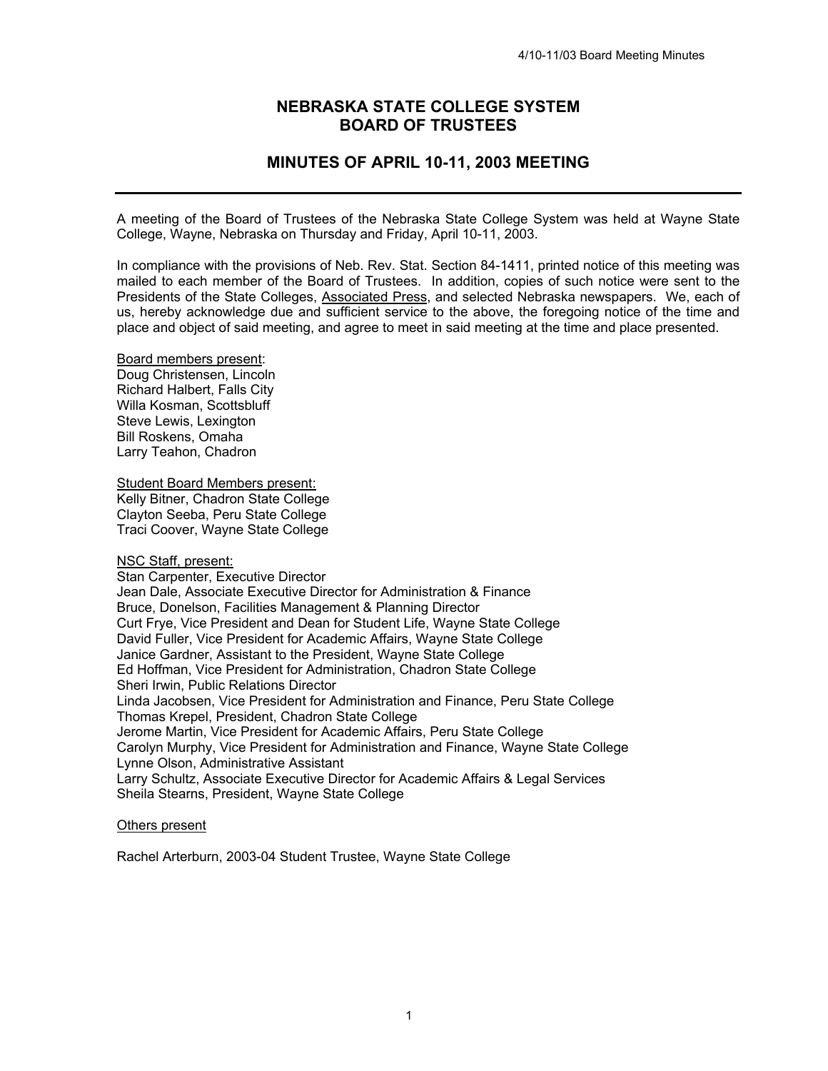# NEBRASKA STATE COLLEGE SYSTEM
# BOARD OF TRUSTEES

## MINUTES OF APRIL 10-11, 2003 MEETING

---

A meeting of the Board of Trustees of the Nebraska State College System was held at Wayne State College, Wayne, Nebraska on Thursday and Friday, April 10-11, 2003.

In compliance with the provisions of Neb. Rev. Stat. Section 84-1411, printed notice of this meeting was mailed to each member of the Board of Trustees. In addition, copies of such notice were sent to the Presidents of the State Colleges, Associated Press, and selected Nebraska newspapers. We, each of us, hereby acknowledge due and sufficient service to the above, the foregoing notice of the time and place and object of said meeting, and agree to meet in said meeting at the time and place presented.

Board members present:
Doug Christensen, Lincoln
Richard Halbert, Falls City
Willa Kosman, Scottsbluff
Steve Lewis, Lexington
Bill Roskens, Omaha
Larry Teahon, Chadron

Student Board Members present:
Kelly Bitner, Chadron State College
Clayton Seeba, Peru State College
Traci Coover, Wayne State College

NSC Staff, present:
Stan Carpenter, Executive Director
Jean Dale, Associate Executive Director for Administration & Finance
Bruce, Donelson, Facilities Management & Planning Director
Curt Frye, Vice President and Dean for Student Life, Wayne State College
David Fuller, Vice President for Academic Affairs, Wayne State College
Janice Gardner, Assistant to the President, Wayne State College
Ed Hoffman, Vice President for Administration, Chadron State College
Sheri Irwin, Public Relations Director
Linda Jacobsen, Vice President for Administration and Finance, Peru State College
Thomas Krepel, President, Chadron State College
Jerome Martin, Vice President for Academic Affairs, Peru State College
Carolyn Murphy, Vice President for Administration and Finance, Wayne State College
Lynne Olson, Administrative Assistant
Larry Schultz, Associate Executive Director for Academic Affairs & Legal Services
Sheila Stearns, President, Wayne State College

Others present

Rachel Arterburn, 2003-04 Student Trustee, Wayne State College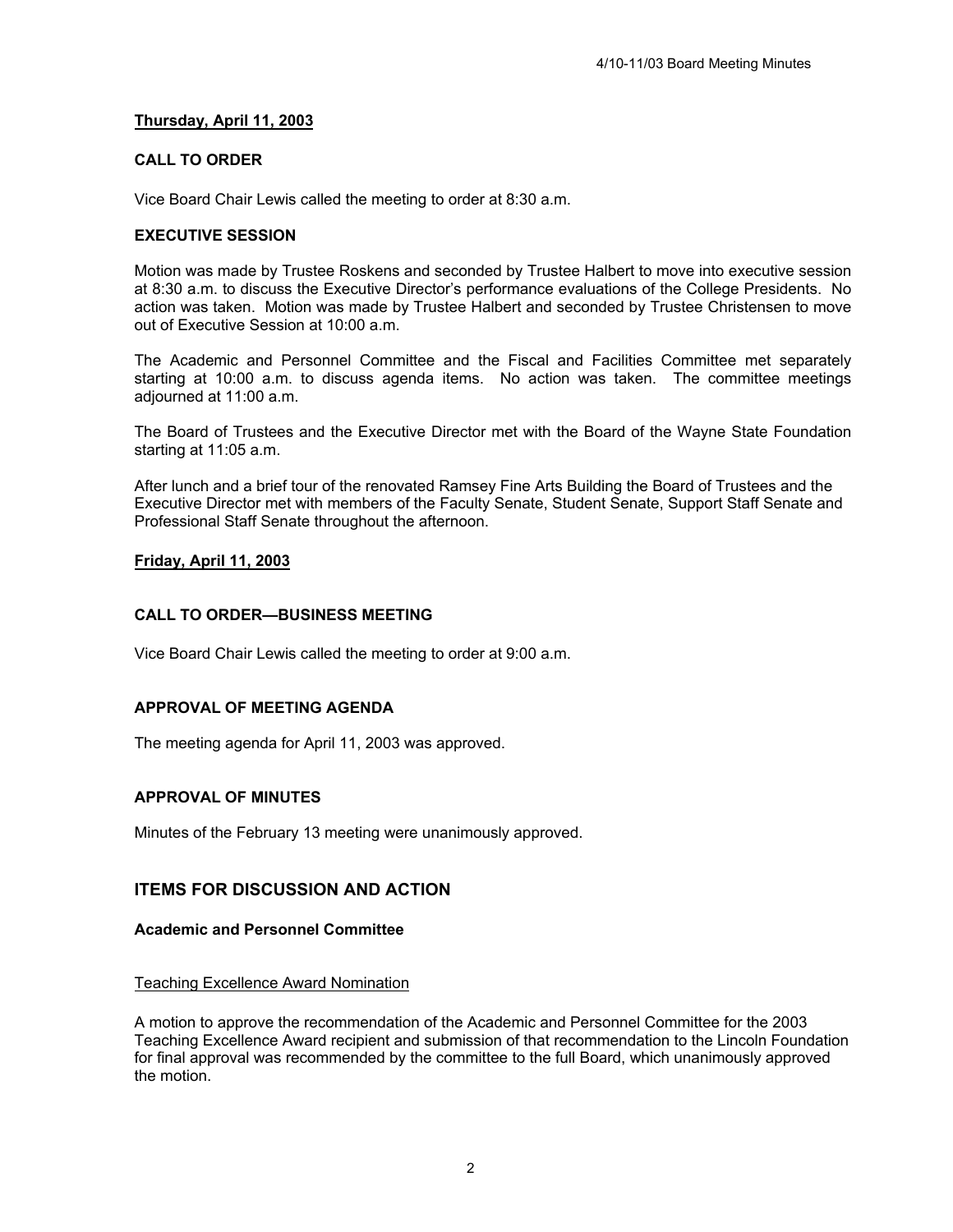**Thursday, April 11, 2003**

**CALL TO ORDER**

Vice Board Chair Lewis called the meeting to order at 8:30 a.m.

**EXECUTIVE SESSION**

Motion was made by Trustee Roskens and seconded by Trustee Halbert to move into executive session at 8:30 a.m. to discuss the Executive Director's performance evaluations of the College Presidents. No action was taken. Motion was made by Trustee Halbert and seconded by Trustee Christensen to move out of Executive Session at 10:00 a.m.

The Academic and Personnel Committee and the Fiscal and Facilities Committee met separately starting at 10:00 a.m. to discuss agenda items. No action was taken. The committee meetings adjourned at 11:00 a.m.

The Board of Trustees and the Executive Director met with the Board of the Wayne State Foundation starting at 11:05 a.m.

After lunch and a brief tour of the renovated Ramsey Fine Arts Building the Board of Trustees and the Executive Director met with members of the Faculty Senate, Student Senate, Support Staff Senate and Professional Staff Senate throughout the afternoon.

**Friday, April 11, 2003**

**CALL TO ORDER—BUSINESS MEETING**

Vice Board Chair Lewis called the meeting to order at 9:00 a.m.

**APPROVAL OF MEETING AGENDA**

The meeting agenda for April 11, 2003 was approved.

**APPROVAL OF MINUTES**

Minutes of the February 13 meeting were unanimously approved.

## ITEMS FOR DISCUSSION AND ACTION

**Academic and Personnel Committee**

Teaching Excellence Award Nomination

A motion to approve the recommendation of the Academic and Personnel Committee for the 2003 Teaching Excellence Award recipient and submission of that recommendation to the Lincoln Foundation for final approval was recommended by the committee to the full Board, which unanimously approved the motion.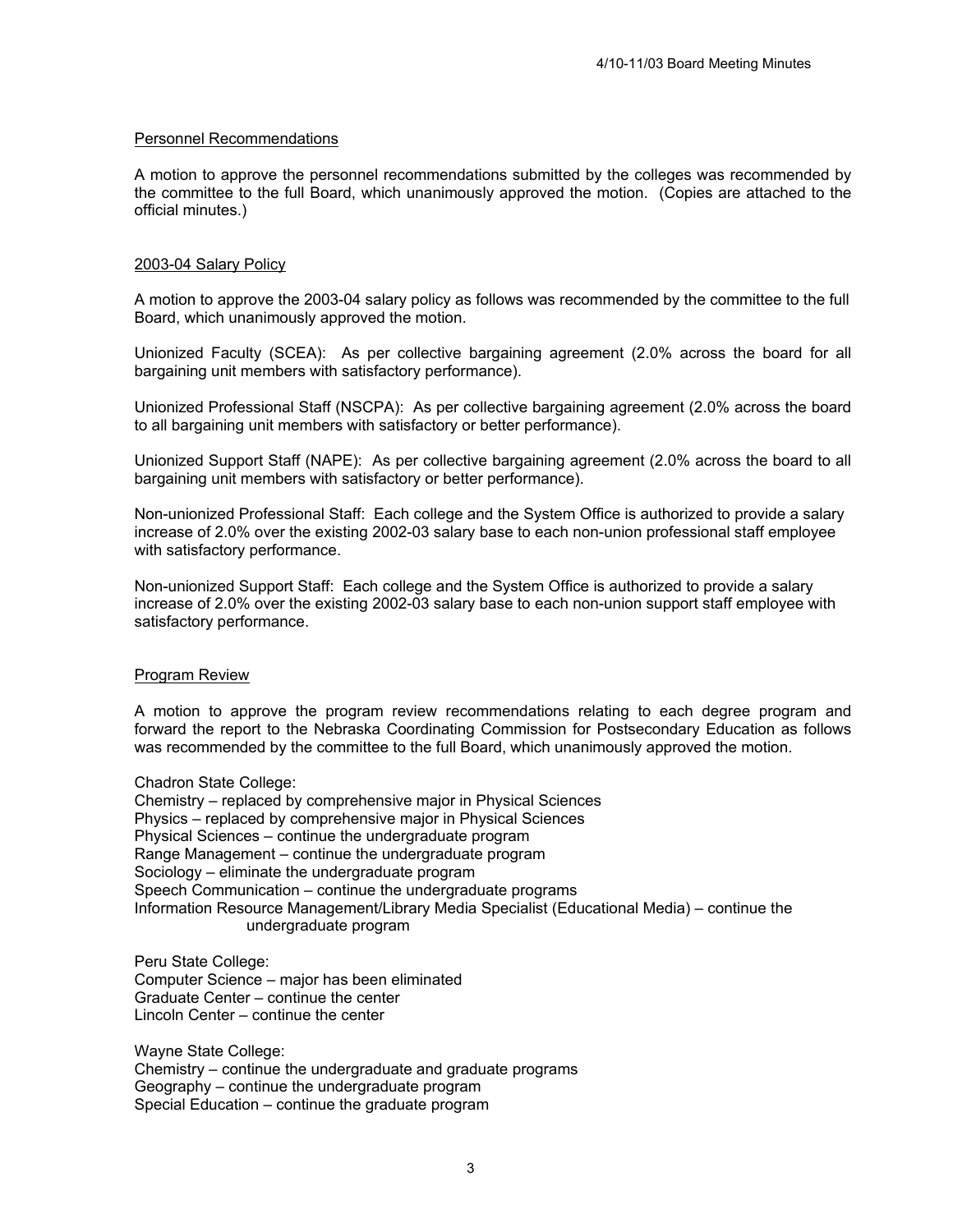## Personnel Recommendations

A motion to approve the personnel recommendations submitted by the colleges was recommended by the committee to the full Board, which unanimously approved the motion. (Copies are attached to the official minutes.)

## 2003-04 Salary Policy

A motion to approve the 2003-04 salary policy as follows was recommended by the committee to the full Board, which unanimously approved the motion.

Unionized Faculty (SCEA): As per collective bargaining agreement (2.0% across the board for all bargaining unit members with satisfactory performance).

Unionized Professional Staff (NSCPA): As per collective bargaining agreement (2.0% across the board to all bargaining unit members with satisfactory or better performance).

Unionized Support Staff (NAPE): As per collective bargaining agreement (2.0% across the board to all bargaining unit members with satisfactory or better performance).

Non-unionized Professional Staff: Each college and the System Office is authorized to provide a salary increase of 2.0% over the existing 2002-03 salary base to each non-union professional staff employee with satisfactory performance.

Non-unionized Support Staff: Each college and the System Office is authorized to provide a salary increase of 2.0% over the existing 2002-03 salary base to each non-union support staff employee with satisfactory performance.

## Program Review

A motion to approve the program review recommendations relating to each degree program and forward the report to the Nebraska Coordinating Commission for Postsecondary Education as follows was recommended by the committee to the full Board, which unanimously approved the motion.

Chadron State College:
Chemistry – replaced by comprehensive major in Physical Sciences
Physics – replaced by comprehensive major in Physical Sciences
Physical Sciences – continue the undergraduate program
Range Management – continue the undergraduate program
Sociology – eliminate the undergraduate program
Speech Communication – continue the undergraduate programs
Information Resource Management/Library Media Specialist (Educational Media) – continue the undergraduate program

Peru State College:
Computer Science – major has been eliminated
Graduate Center – continue the center
Lincoln Center – continue the center

Wayne State College:
Chemistry – continue the undergraduate and graduate programs
Geography – continue the undergraduate program
Special Education – continue the graduate program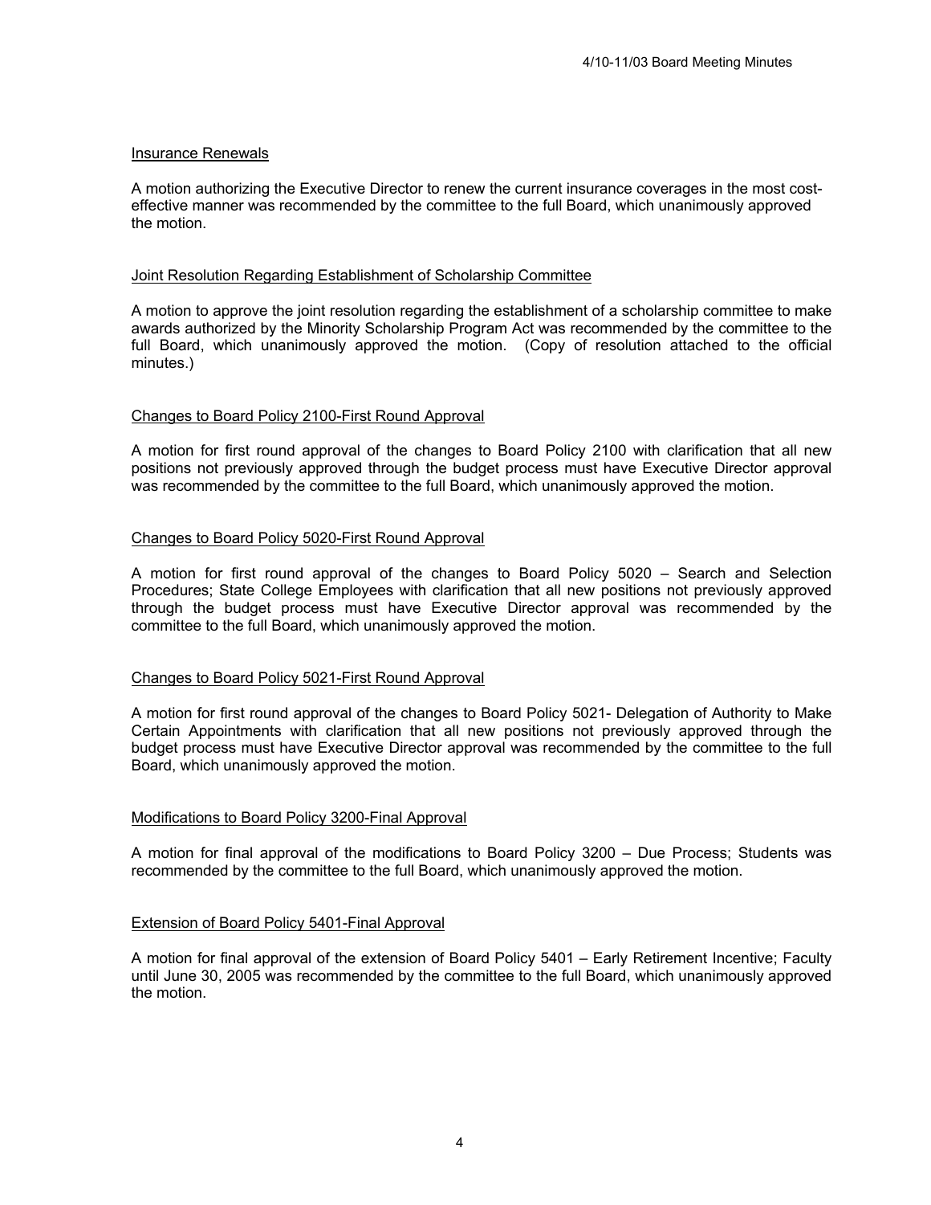### Insurance Renewals

A motion authorizing the Executive Director to renew the current insurance coverages in the most cost-effective manner was recommended by the committee to the full Board, which unanimously approved the motion.

### Joint Resolution Regarding Establishment of Scholarship Committee

A motion to approve the joint resolution regarding the establishment of a scholarship committee to make awards authorized by the Minority Scholarship Program Act was recommended by the committee to the full Board, which unanimously approved the motion. (Copy of resolution attached to the official minutes.)

### Changes to Board Policy 2100-First Round Approval

A motion for first round approval of the changes to Board Policy 2100 with clarification that all new positions not previously approved through the budget process must have Executive Director approval was recommended by the committee to the full Board, which unanimously approved the motion.

### Changes to Board Policy 5020-First Round Approval

A motion for first round approval of the changes to Board Policy 5020 – Search and Selection Procedures; State College Employees with clarification that all new positions not previously approved through the budget process must have Executive Director approval was recommended by the committee to the full Board, which unanimously approved the motion.

### Changes to Board Policy 5021-First Round Approval

A motion for first round approval of the changes to Board Policy 5021- Delegation of Authority to Make Certain Appointments with clarification that all new positions not previously approved through the budget process must have Executive Director approval was recommended by the committee to the full Board, which unanimously approved the motion.

### Modifications to Board Policy 3200-Final Approval

A motion for final approval of the modifications to Board Policy 3200 – Due Process; Students was recommended by the committee to the full Board, which unanimously approved the motion.

### Extension of Board Policy 5401-Final Approval

A motion for final approval of the extension of Board Policy 5401 – Early Retirement Incentive; Faculty until June 30, 2005 was recommended by the committee to the full Board, which unanimously approved the motion.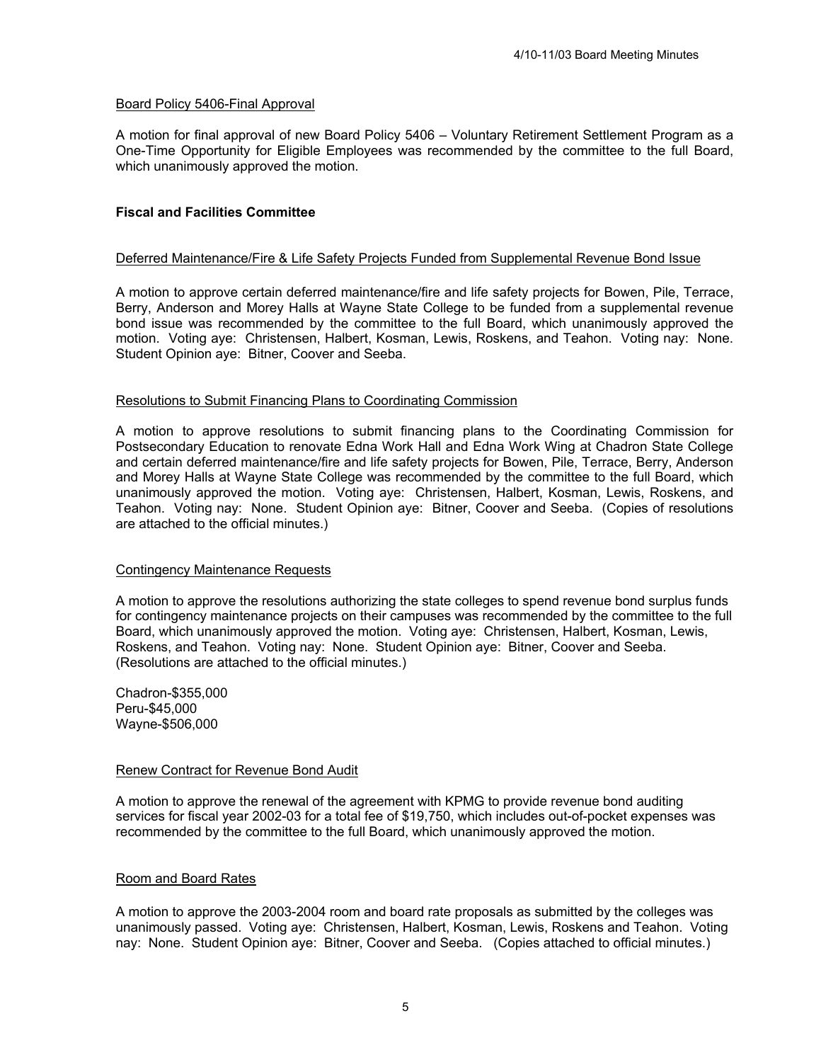Board Policy 5406-Final Approval

A motion for final approval of new Board Policy 5406 – Voluntary Retirement Settlement Program as a One-Time Opportunity for Eligible Employees was recommended by the committee to the full Board, which unanimously approved the motion.

## Fiscal and Facilities Committee

Deferred Maintenance/Fire & Life Safety Projects Funded from Supplemental Revenue Bond Issue

A motion to approve certain deferred maintenance/fire and life safety projects for Bowen, Pile, Terrace, Berry, Anderson and Morey Halls at Wayne State College to be funded from a supplemental revenue bond issue was recommended by the committee to the full Board, which unanimously approved the motion. Voting aye: Christensen, Halbert, Kosman, Lewis, Roskens, and Teahon. Voting nay: None. Student Opinion aye: Bitner, Coover and Seeba.

Resolutions to Submit Financing Plans to Coordinating Commission

A motion to approve resolutions to submit financing plans to the Coordinating Commission for Postsecondary Education to renovate Edna Work Hall and Edna Work Wing at Chadron State College and certain deferred maintenance/fire and life safety projects for Bowen, Pile, Terrace, Berry, Anderson and Morey Halls at Wayne State College was recommended by the committee to the full Board, which unanimously approved the motion. Voting aye: Christensen, Halbert, Kosman, Lewis, Roskens, and Teahon. Voting nay: None. Student Opinion aye: Bitner, Coover and Seeba. (Copies of resolutions are attached to the official minutes.)

Contingency Maintenance Requests

A motion to approve the resolutions authorizing the state colleges to spend revenue bond surplus funds for contingency maintenance projects on their campuses was recommended by the committee to the full Board, which unanimously approved the motion. Voting aye: Christensen, Halbert, Kosman, Lewis, Roskens, and Teahon. Voting nay: None. Student Opinion aye: Bitner, Coover and Seeba. (Resolutions are attached to the official minutes.)

Chadron-$355,000
Peru-$45,000
Wayne-$506,000

Renew Contract for Revenue Bond Audit

A motion to approve the renewal of the agreement with KPMG to provide revenue bond auditing services for fiscal year 2002-03 for a total fee of $19,750, which includes out-of-pocket expenses was recommended by the committee to the full Board, which unanimously approved the motion.

Room and Board Rates

A motion to approve the 2003-2004 room and board rate proposals as submitted by the colleges was unanimously passed. Voting aye: Christensen, Halbert, Kosman, Lewis, Roskens and Teahon. Voting nay: None. Student Opinion aye: Bitner, Coover and Seeba. (Copies attached to official minutes.)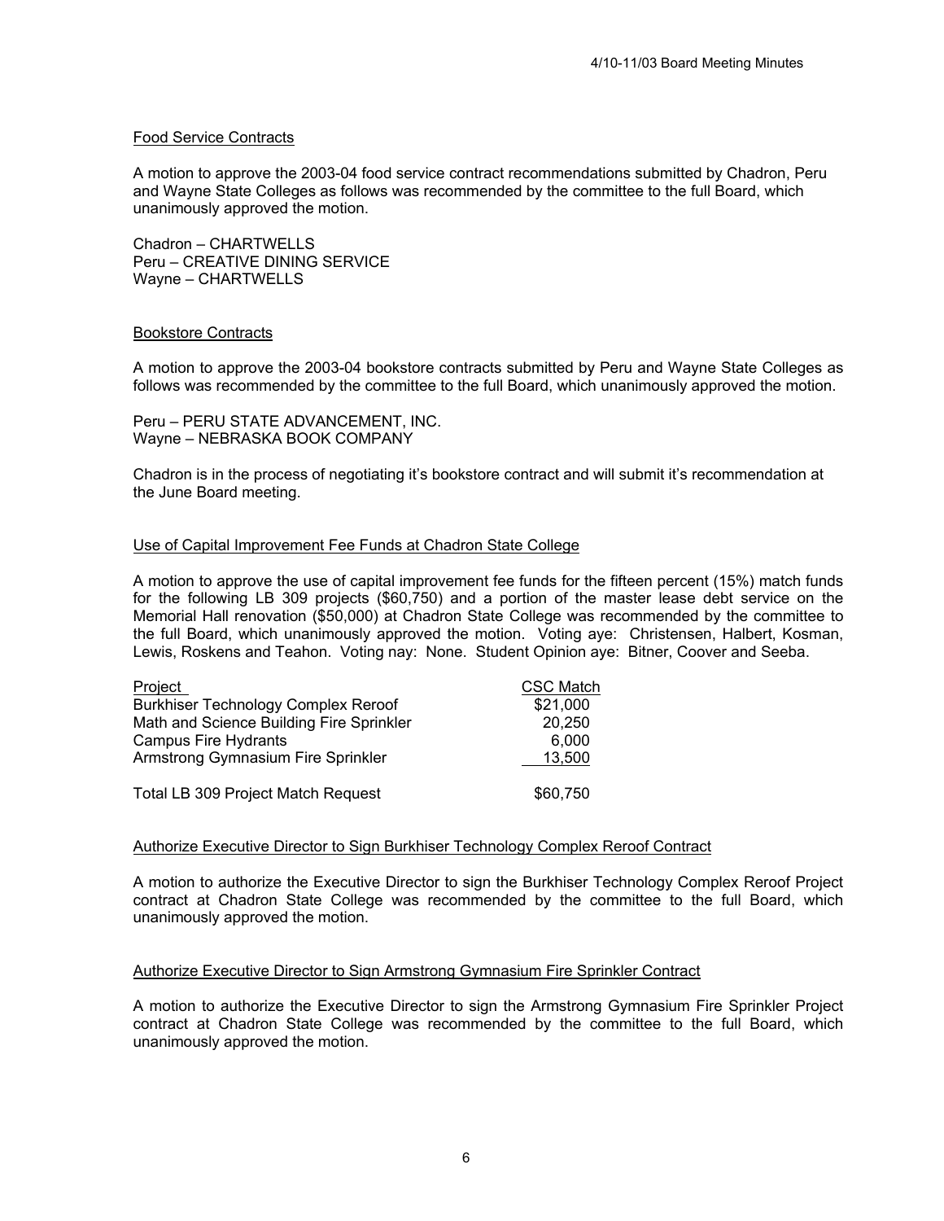Food Service Contracts

A motion to approve the 2003-04 food service contract recommendations submitted by Chadron, Peru and Wayne State Colleges as follows was recommended by the committee to the full Board, which unanimously approved the motion.

Chadron – CHARTWELLS  
Peru – CREATIVE DINING SERVICE  
Wayne – CHARTWELLS

Bookstore Contracts

A motion to approve the 2003-04 bookstore contracts submitted by Peru and Wayne State Colleges as follows was recommended by the committee to the full Board, which unanimously approved the motion.

Peru – PERU STATE ADVANCEMENT, INC.  
Wayne – NEBRASKA BOOK COMPANY

Chadron is in the process of negotiating it's bookstore contract and will submit it's recommendation at the June Board meeting.

Use of Capital Improvement Fee Funds at Chadron State College

A motion to approve the use of capital improvement fee funds for the fifteen percent (15%) match funds for the following LB 309 projects ($60,750) and a portion of the master lease debt service on the Memorial Hall renovation ($50,000) at Chadron State College was recommended by the committee to the full Board, which unanimously approved the motion. Voting aye: Christensen, Halbert, Kosman, Lewis, Roskens and Teahon. Voting nay: None. Student Opinion aye: Bitner, Coover and Seeba.

| Project | CSC Match |
|---|---|
| Burkhiser Technology Complex Reroof | $21,000 |
| Math and Science Building Fire Sprinkler | 20,250 |
| Campus Fire Hydrants | 6,000 |
| Armstrong Gymnasium Fire Sprinkler | 13,500 |
| Total LB 309 Project Match Request | $60,750 |

Authorize Executive Director to Sign Burkhiser Technology Complex Reroof Contract

A motion to authorize the Executive Director to sign the Burkhiser Technology Complex Reroof Project contract at Chadron State College was recommended by the committee to the full Board, which unanimously approved the motion.

Authorize Executive Director to Sign Armstrong Gymnasium Fire Sprinkler Contract

A motion to authorize the Executive Director to sign the Armstrong Gymnasium Fire Sprinkler Project contract at Chadron State College was recommended by the committee to the full Board, which unanimously approved the motion.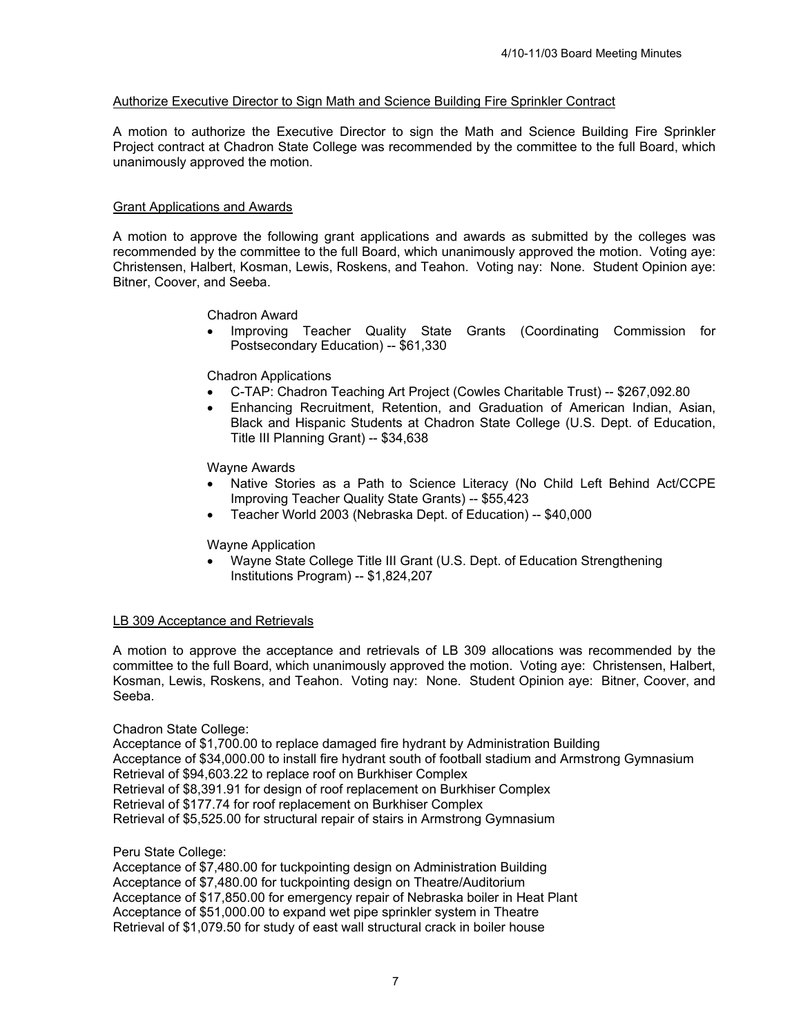Authorize Executive Director to Sign Math and Science Building Fire Sprinkler Contract

A motion to authorize the Executive Director to sign the Math and Science Building Fire Sprinkler Project contract at Chadron State College was recommended by the committee to the full Board, which unanimously approved the motion.

Grant Applications and Awards

A motion to approve the following grant applications and awards as submitted by the colleges was recommended by the committee to the full Board, which unanimously approved the motion. Voting aye: Christensen, Halbert, Kosman, Lewis, Roskens, and Teahon. Voting nay: None. Student Opinion aye: Bitner, Coover, and Seeba.

Chadron Award

- Improving Teacher Quality State Grants (Coordinating Commission for Postsecondary Education) -- $61,330

Chadron Applications

- C-TAP: Chadron Teaching Art Project (Cowles Charitable Trust) -- $267,092.80
- Enhancing Recruitment, Retention, and Graduation of American Indian, Asian, Black and Hispanic Students at Chadron State College (U.S. Dept. of Education, Title III Planning Grant) -- $34,638

Wayne Awards

- Native Stories as a Path to Science Literacy (No Child Left Behind Act/CCPE Improving Teacher Quality State Grants) -- $55,423
- Teacher World 2003 (Nebraska Dept. of Education) -- $40,000

Wayne Application

- Wayne State College Title III Grant (U.S. Dept. of Education Strengthening Institutions Program) -- $1,824,207

LB 309 Acceptance and Retrievals

A motion to approve the acceptance and retrievals of LB 309 allocations was recommended by the committee to the full Board, which unanimously approved the motion. Voting aye: Christensen, Halbert, Kosman, Lewis, Roskens, and Teahon. Voting nay: None. Student Opinion aye: Bitner, Coover, and Seeba.

Chadron State College:
Acceptance of $1,700.00 to replace damaged fire hydrant by Administration Building
Acceptance of $34,000.00 to install fire hydrant south of football stadium and Armstrong Gymnasium
Retrieval of $94,603.22 to replace roof on Burkhiser Complex
Retrieval of $8,391.91 for design of roof replacement on Burkhiser Complex
Retrieval of $177.74 for roof replacement on Burkhiser Complex
Retrieval of $5,525.00 for structural repair of stairs in Armstrong Gymnasium

Peru State College:
Acceptance of $7,480.00 for tuckpointing design on Administration Building
Acceptance of $7,480.00 for tuckpointing design on Theatre/Auditorium
Acceptance of $17,850.00 for emergency repair of Nebraska boiler in Heat Plant
Acceptance of $51,000.00 to expand wet pipe sprinkler system in Theatre
Retrieval of $1,079.50 for study of east wall structural crack in boiler house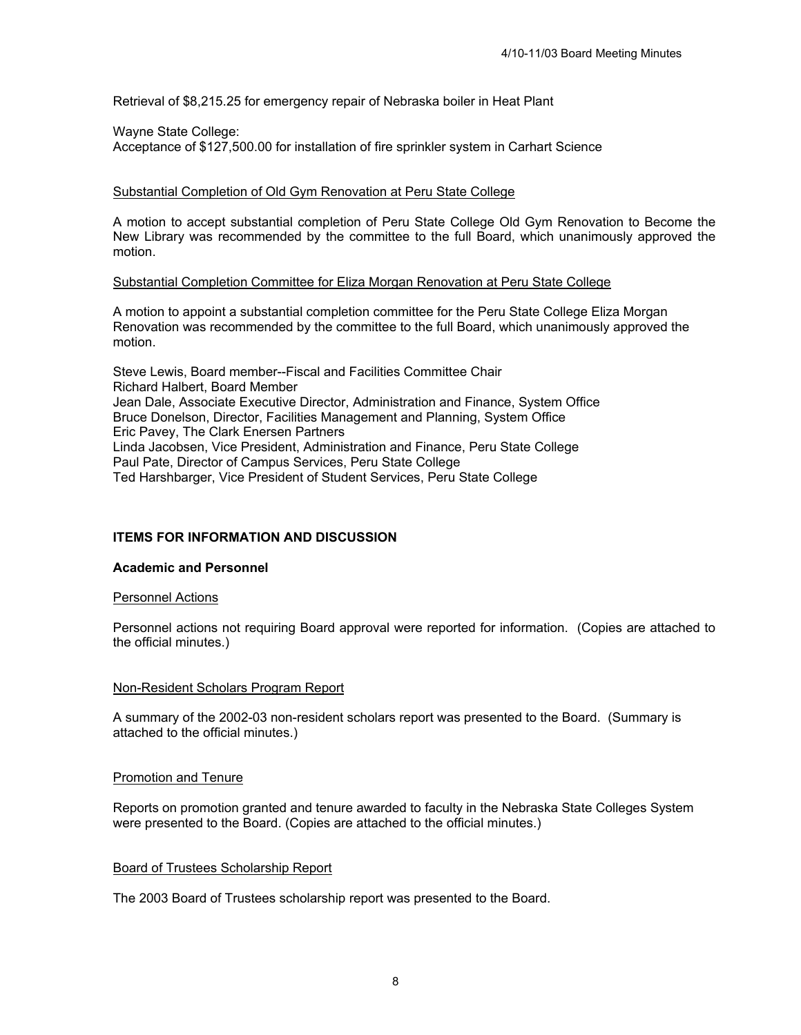Retrieval of $8,215.25 for emergency repair of Nebraska boiler in Heat Plant

Wayne State College:
Acceptance of $127,500.00 for installation of fire sprinkler system in Carhart Science

Substantial Completion of Old Gym Renovation at Peru State College

A motion to accept substantial completion of Peru State College Old Gym Renovation to Become the New Library was recommended by the committee to the full Board, which unanimously approved the motion.

Substantial Completion Committee for Eliza Morgan Renovation at Peru State College

A motion to appoint a substantial completion committee for the Peru State College Eliza Morgan Renovation was recommended by the committee to the full Board, which unanimously approved the motion.

Steve Lewis, Board member--Fiscal and Facilities Committee Chair
Richard Halbert, Board Member
Jean Dale, Associate Executive Director, Administration and Finance, System Office
Bruce Donelson, Director, Facilities Management and Planning, System Office
Eric Pavey, The Clark Enersen Partners
Linda Jacobsen, Vice President, Administration and Finance, Peru State College
Paul Pate, Director of Campus Services, Peru State College
Ted Harshbarger, Vice President of Student Services, Peru State College

**ITEMS FOR INFORMATION AND DISCUSSION**

**Academic and Personnel**

Personnel Actions

Personnel actions not requiring Board approval were reported for information. (Copies are attached to the official minutes.)

Non-Resident Scholars Program Report

A summary of the 2002-03 non-resident scholars report was presented to the Board. (Summary is attached to the official minutes.)

Promotion and Tenure

Reports on promotion granted and tenure awarded to faculty in the Nebraska State Colleges System were presented to the Board. (Copies are attached to the official minutes.)

Board of Trustees Scholarship Report

The 2003 Board of Trustees scholarship report was presented to the Board.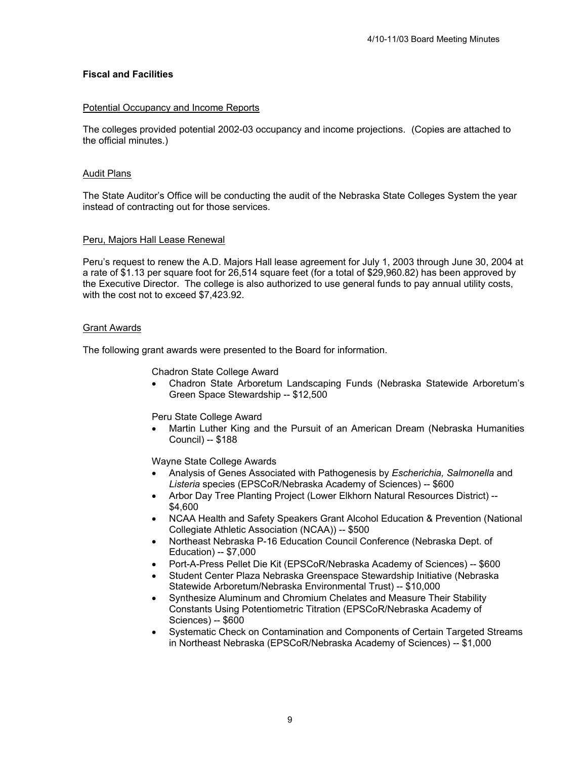## Fiscal and Facilities

Potential Occupancy and Income Reports

The colleges provided potential 2002-03 occupancy and income projections. (Copies are attached to the official minutes.)

Audit Plans

The State Auditor's Office will be conducting the audit of the Nebraska State Colleges System the year instead of contracting out for those services.

Peru, Majors Hall Lease Renewal

Peru's request to renew the A.D. Majors Hall lease agreement for July 1, 2003 through June 30, 2004 at a rate of $1.13 per square foot for 26,514 square feet (for a total of $29,960.82) has been approved by the Executive Director. The college is also authorized to use general funds to pay annual utility costs, with the cost not to exceed $7,423.92.

Grant Awards

The following grant awards were presented to the Board for information.

Chadron State College Award

- Chadron State Arboretum Landscaping Funds (Nebraska Statewide Arboretum's Green Space Stewardship -- $12,500

Peru State College Award

- Martin Luther King and the Pursuit of an American Dream (Nebraska Humanities Council) -- $188

Wayne State College Awards

- Analysis of Genes Associated with Pathogenesis by *Escherichia, Salmonella* and *Listeria* species (EPSCoR/Nebraska Academy of Sciences) -- $600
- Arbor Day Tree Planting Project (Lower Elkhorn Natural Resources District) -- $4,600
- NCAA Health and Safety Speakers Grant Alcohol Education & Prevention (National Collegiate Athletic Association (NCAA)) -- $500
- Northeast Nebraska P-16 Education Council Conference (Nebraska Dept. of Education) -- $7,000
- Port-A-Press Pellet Die Kit (EPSCoR/Nebraska Academy of Sciences) -- $600
- Student Center Plaza Nebraska Greenspace Stewardship Initiative (Nebraska Statewide Arboretum/Nebraska Environmental Trust) -- $10,000
- Synthesize Aluminum and Chromium Chelates and Measure Their Stability Constants Using Potentiometric Titration (EPSCoR/Nebraska Academy of Sciences) -- $600
- Systematic Check on Contamination and Components of Certain Targeted Streams in Northeast Nebraska (EPSCoR/Nebraska Academy of Sciences) -- $1,000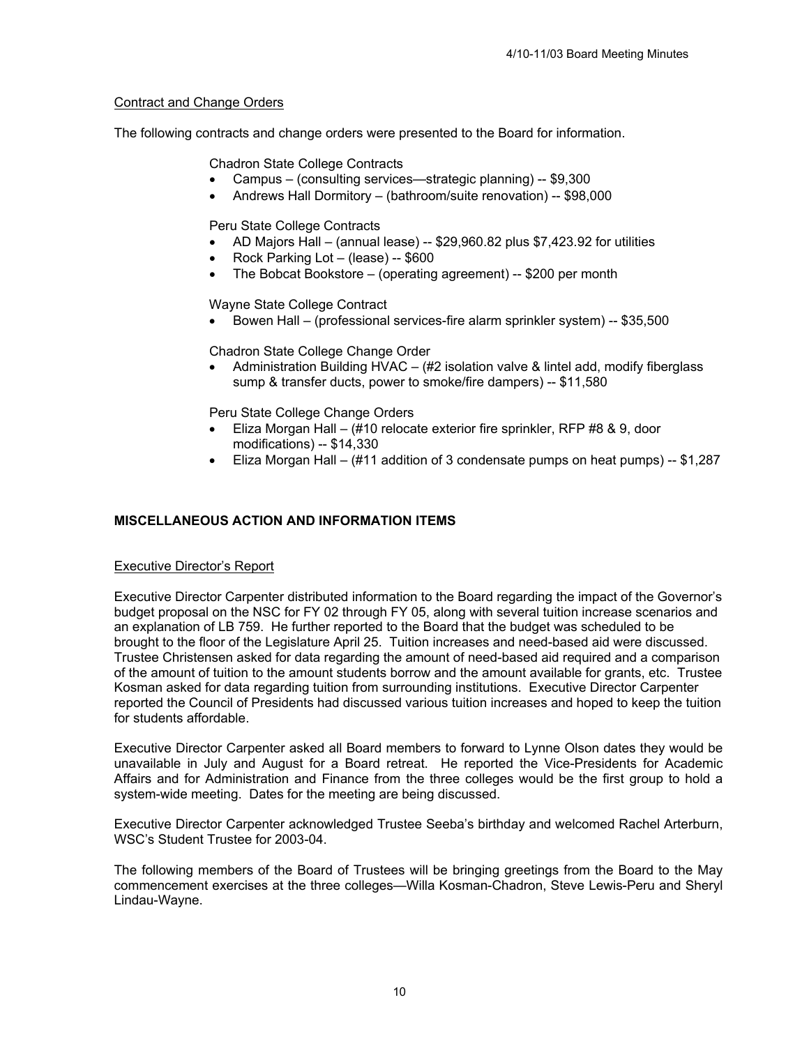Contract and Change Orders

The following contracts and change orders were presented to the Board for information.

Chadron State College Contracts

- Campus – (consulting services—strategic planning) -- $9,300
- Andrews Hall Dormitory – (bathroom/suite renovation) -- $98,000

Peru State College Contracts

- AD Majors Hall – (annual lease) -- $29,960.82 plus $7,423.92 for utilities
- Rock Parking Lot – (lease) -- $600
- The Bobcat Bookstore – (operating agreement) -- $200 per month

Wayne State College Contract

- Bowen Hall – (professional services-fire alarm sprinkler system) -- $35,500

Chadron State College Change Order

- Administration Building HVAC – (#2 isolation valve & lintel add, modify fiberglass sump & transfer ducts, power to smoke/fire dampers) -- $11,580

Peru State College Change Orders

- Eliza Morgan Hall – (#10 relocate exterior fire sprinkler, RFP #8 & 9, door modifications) -- $14,330
- Eliza Morgan Hall – (#11 addition of 3 condensate pumps on heat pumps) -- $1,287

## MISCELLANEOUS ACTION AND INFORMATION ITEMS

Executive Director's Report

Executive Director Carpenter distributed information to the Board regarding the impact of the Governor's budget proposal on the NSC for FY 02 through FY 05, along with several tuition increase scenarios and an explanation of LB 759. He further reported to the Board that the budget was scheduled to be brought to the floor of the Legislature April 25. Tuition increases and need-based aid were discussed. Trustee Christensen asked for data regarding the amount of need-based aid required and a comparison of the amount of tuition to the amount students borrow and the amount available for grants, etc. Trustee Kosman asked for data regarding tuition from surrounding institutions. Executive Director Carpenter reported the Council of Presidents had discussed various tuition increases and hoped to keep the tuition for students affordable.

Executive Director Carpenter asked all Board members to forward to Lynne Olson dates they would be unavailable in July and August for a Board retreat. He reported the Vice-Presidents for Academic Affairs and for Administration and Finance from the three colleges would be the first group to hold a system-wide meeting. Dates for the meeting are being discussed.

Executive Director Carpenter acknowledged Trustee Seeba's birthday and welcomed Rachel Arterburn, WSC's Student Trustee for 2003-04.

The following members of the Board of Trustees will be bringing greetings from the Board to the May commencement exercises at the three colleges—Willa Kosman-Chadron, Steve Lewis-Peru and Sheryl Lindau-Wayne.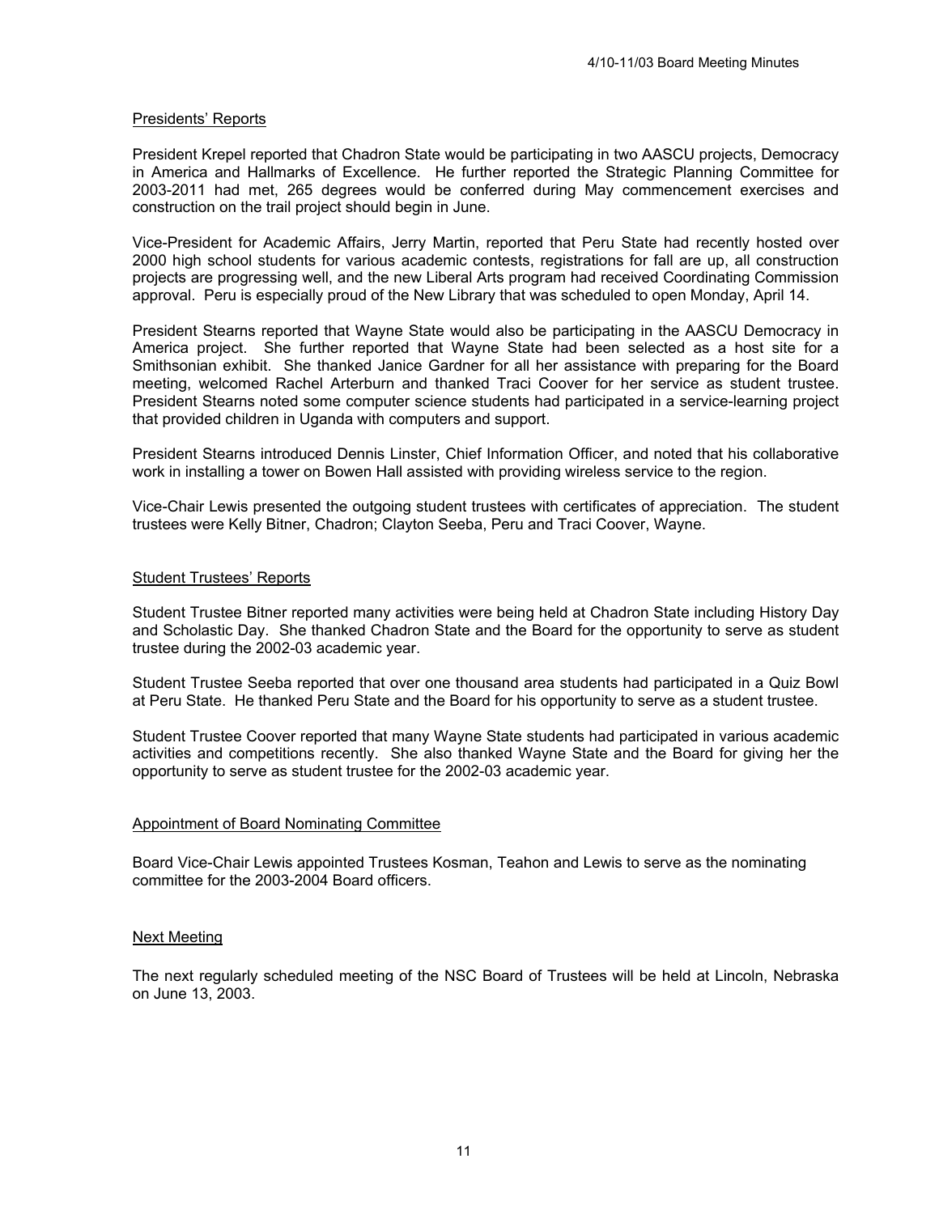## Presidents' Reports

President Krepel reported that Chadron State would be participating in two AASCU projects, Democracy in America and Hallmarks of Excellence. He further reported the Strategic Planning Committee for 2003-2011 had met, 265 degrees would be conferred during May commencement exercises and construction on the trail project should begin in June.

Vice-President for Academic Affairs, Jerry Martin, reported that Peru State had recently hosted over 2000 high school students for various academic contests, registrations for fall are up, all construction projects are progressing well, and the new Liberal Arts program had received Coordinating Commission approval. Peru is especially proud of the New Library that was scheduled to open Monday, April 14.

President Stearns reported that Wayne State would also be participating in the AASCU Democracy in America project. She further reported that Wayne State had been selected as a host site for a Smithsonian exhibit. She thanked Janice Gardner for all her assistance with preparing for the Board meeting, welcomed Rachel Arterburn and thanked Traci Coover for her service as student trustee. President Stearns noted some computer science students had participated in a service-learning project that provided children in Uganda with computers and support.

President Stearns introduced Dennis Linster, Chief Information Officer, and noted that his collaborative work in installing a tower on Bowen Hall assisted with providing wireless service to the region.

Vice-Chair Lewis presented the outgoing student trustees with certificates of appreciation. The student trustees were Kelly Bitner, Chadron; Clayton Seeba, Peru and Traci Coover, Wayne.

## Student Trustees' Reports

Student Trustee Bitner reported many activities were being held at Chadron State including History Day and Scholastic Day. She thanked Chadron State and the Board for the opportunity to serve as student trustee during the 2002-03 academic year.

Student Trustee Seeba reported that over one thousand area students had participated in a Quiz Bowl at Peru State. He thanked Peru State and the Board for his opportunity to serve as a student trustee.

Student Trustee Coover reported that many Wayne State students had participated in various academic activities and competitions recently. She also thanked Wayne State and the Board for giving her the opportunity to serve as student trustee for the 2002-03 academic year.

## Appointment of Board Nominating Committee

Board Vice-Chair Lewis appointed Trustees Kosman, Teahon and Lewis to serve as the nominating committee for the 2003-2004 Board officers.

## Next Meeting

The next regularly scheduled meeting of the NSC Board of Trustees will be held at Lincoln, Nebraska on June 13, 2003.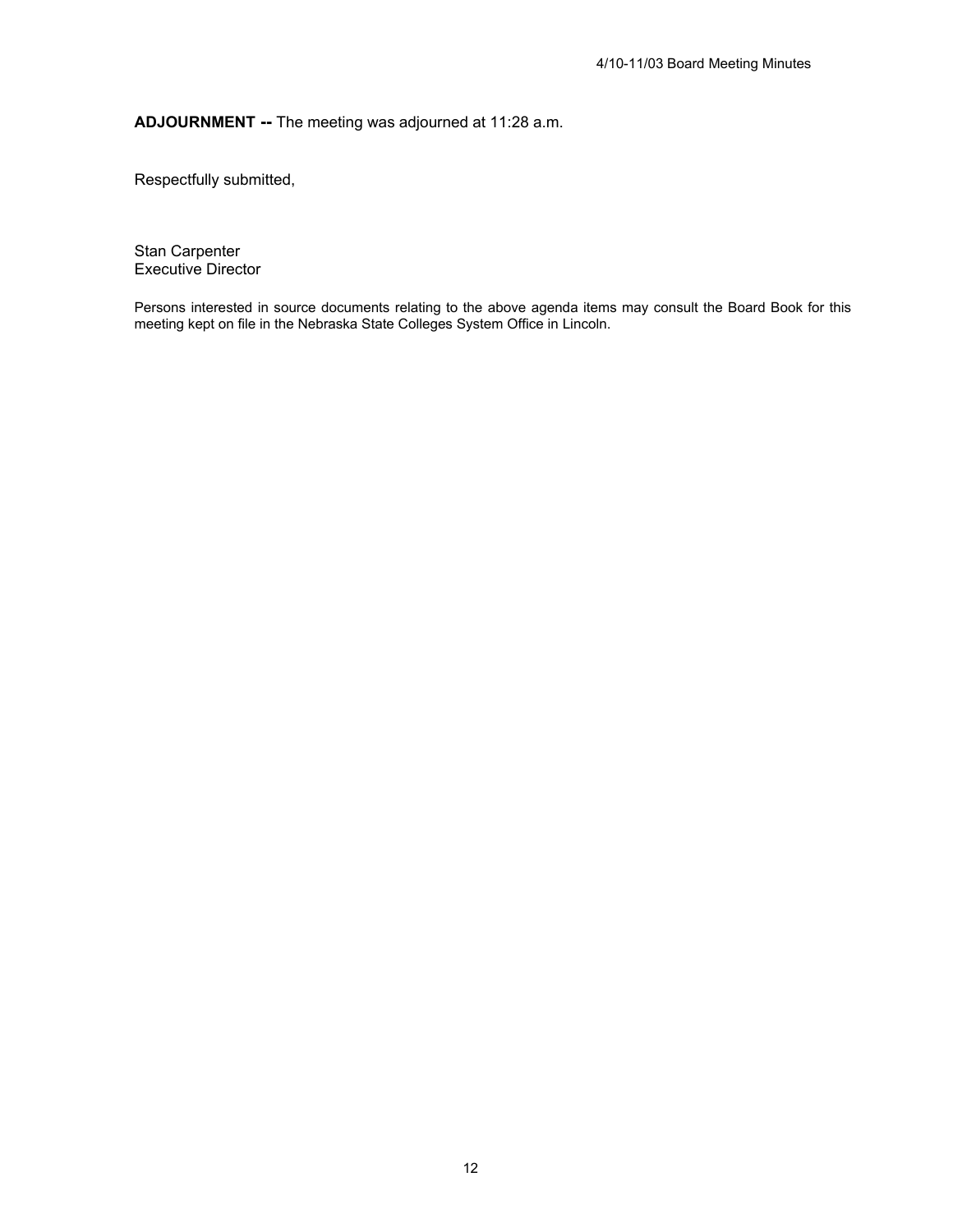**ADJOURNMENT --** The meeting was adjourned at 11:28 a.m.

Respectfully submitted,

Stan Carpenter
Executive Director

Persons interested in source documents relating to the above agenda items may consult the Board Book for this meeting kept on file in the Nebraska State Colleges System Office in Lincoln.